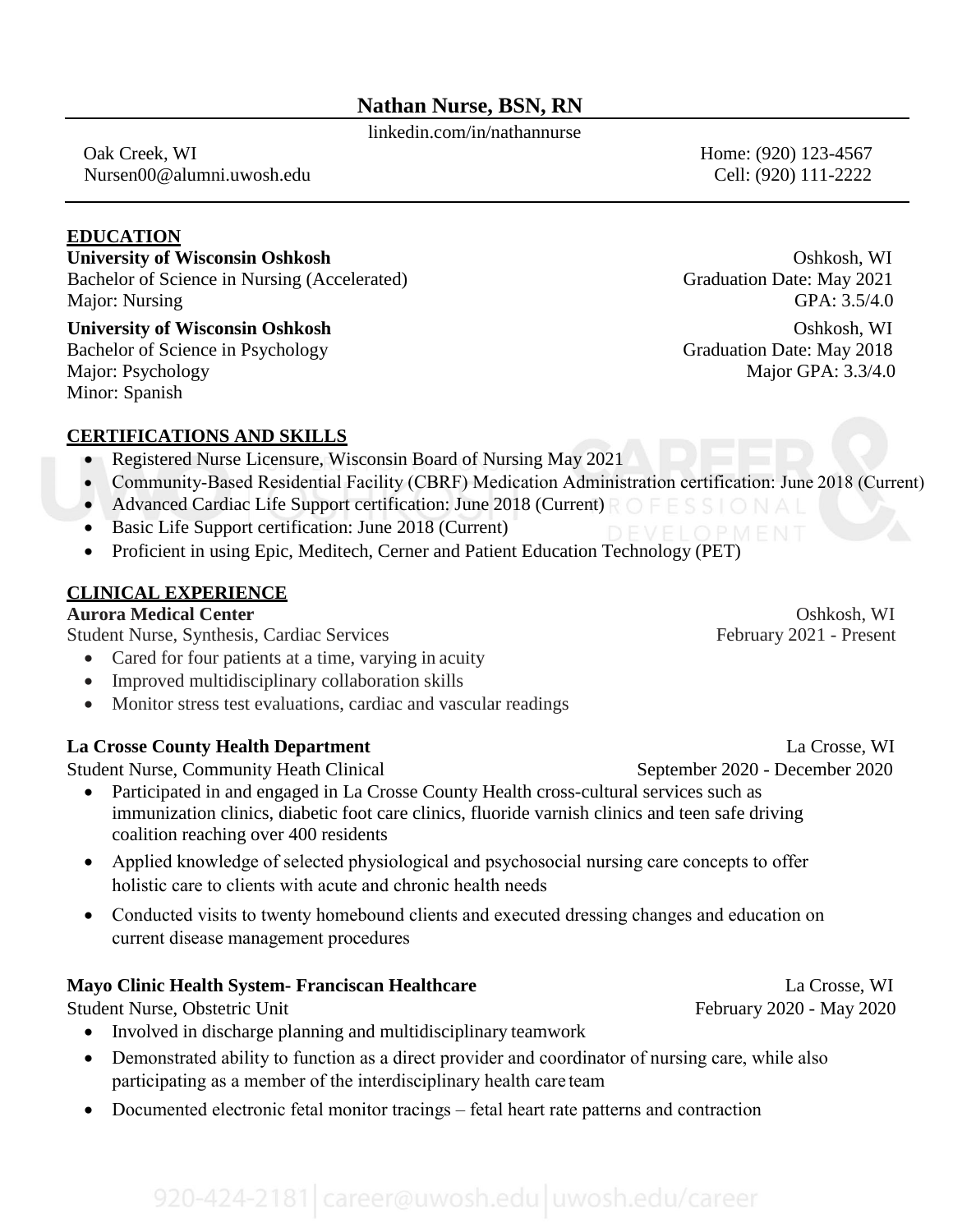# Nathan Nurse, BSN, RN

linkedin.com/in/nathannurse

Oak Creek, WI
Nursen00@alumni.uwosh.edu

Home: (920) 123-4567
Cell: (920) 111-2222

## EDUCATION

**University of Wisconsin Oshkosh** — Oshkosh, WI
Bachelor of Science in Nursing (Accelerated) — Graduation Date: May 2021
Major: Nursing — GPA: 3.5/4.0

**University of Wisconsin Oshkosh** — Oshkosh, WI
Bachelor of Science in Psychology — Graduation Date: May 2018
Major: Psychology — Major GPA: 3.3/4.0
Minor: Spanish

## CERTIFICATIONS AND SKILLS

- Registered Nurse Licensure, Wisconsin Board of Nursing May 2021
- Community-Based Residential Facility (CBRF) Medication Administration certification: June 2018 (Current)
- Advanced Cardiac Life Support certification: June 2018 (Current)
- Basic Life Support certification: June 2018 (Current)
- Proficient in using Epic, Meditech, Cerner and Patient Education Technology (PET)

## CLINICAL EXPERIENCE

**Aurora Medical Center** — Oshkosh, WI
Student Nurse, Synthesis, Cardiac Services — February 2021 - Present

- Cared for four patients at a time, varying in acuity
- Improved multidisciplinary collaboration skills
- Monitor stress test evaluations, cardiac and vascular readings

**La Crosse County Health Department** — La Crosse, WI
Student Nurse, Community Heath Clinical — September 2020 - December 2020

- Participated in and engaged in La Crosse County Health cross-cultural services such as immunization clinics, diabetic foot care clinics, fluoride varnish clinics and teen safe driving coalition reaching over 400 residents
- Applied knowledge of selected physiological and psychosocial nursing care concepts to offer holistic care to clients with acute and chronic health needs
- Conducted visits to twenty homebound clients and executed dressing changes and education on current disease management procedures

**Mayo Clinic Health System- Franciscan Healthcare** — La Crosse, WI
Student Nurse, Obstetric Unit — February 2020 - May 2020

- Involved in discharge planning and multidisciplinary teamwork
- Demonstrated ability to function as a direct provider and coordinator of nursing care, while also participating as a member of the interdisciplinary health care team
- Documented electronic fetal monitor tracings – fetal heart rate patterns and contraction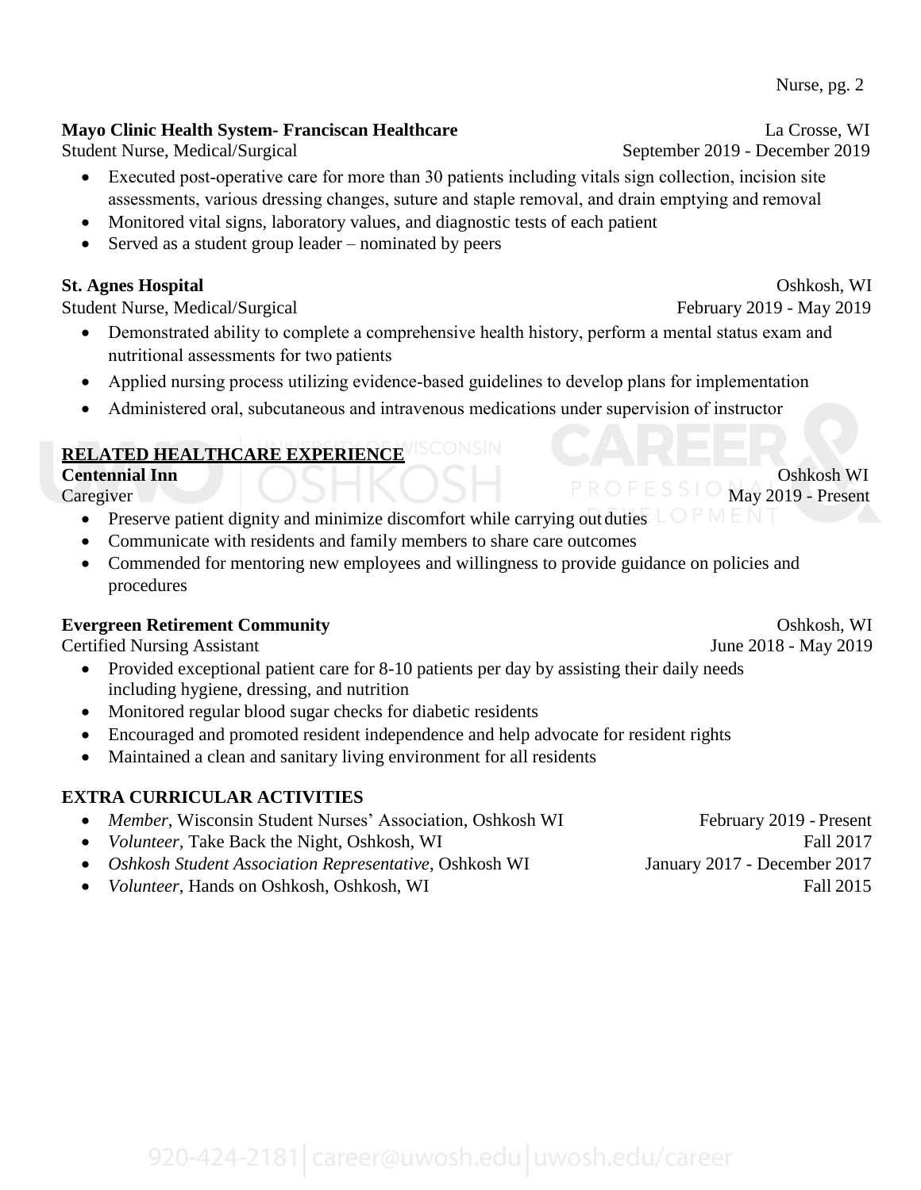**Mayo Clinic Health System- Franciscan Healthcare** La Crosse, WI
Student Nurse, Medical/Surgical September 2019 - December 2019

- Executed post-operative care for more than 30 patients including vitals sign collection, incision site assessments, various dressing changes, suture and staple removal, and drain emptying and removal
- Monitored vital signs, laboratory values, and diagnostic tests of each patient
- Served as a student group leader – nominated by peers

**St. Agnes Hospital** Oshkosh, WI
Student Nurse, Medical/Surgical February 2019 - May 2019

- Demonstrated ability to complete a comprehensive health history, perform a mental status exam and nutritional assessments for two patients
- Applied nursing process utilizing evidence-based guidelines to develop plans for implementation
- Administered oral, subcutaneous and intravenous medications under supervision of instructor

## RELATED HEALTHCARE EXPERIENCE

**Centennial Inn** Oshkosh WI
Caregiver May 2019 - Present

- Preserve patient dignity and minimize discomfort while carrying out duties
- Communicate with residents and family members to share care outcomes
- Commended for mentoring new employees and willingness to provide guidance on policies and procedures

**Evergreen Retirement Community** Oshkosh, WI
Certified Nursing Assistant June 2018 - May 2019

- Provided exceptional patient care for 8-10 patients per day by assisting their daily needs including hygiene, dressing, and nutrition
- Monitored regular blood sugar checks for diabetic residents
- Encouraged and promoted resident independence and help advocate for resident rights
- Maintained a clean and sanitary living environment for all residents

## EXTRA CURRICULAR ACTIVITIES

- *Member*, Wisconsin Student Nurses' Association, Oshkosh WI February 2019 - Present
- *Volunteer*, Take Back the Night, Oshkosh, WI Fall 2017
- *Oshkosh Student Association Representative*, Oshkosh WI January 2017 - December 2017
- *Volunteer*, Hands on Oshkosh, Oshkosh, WI Fall 2015